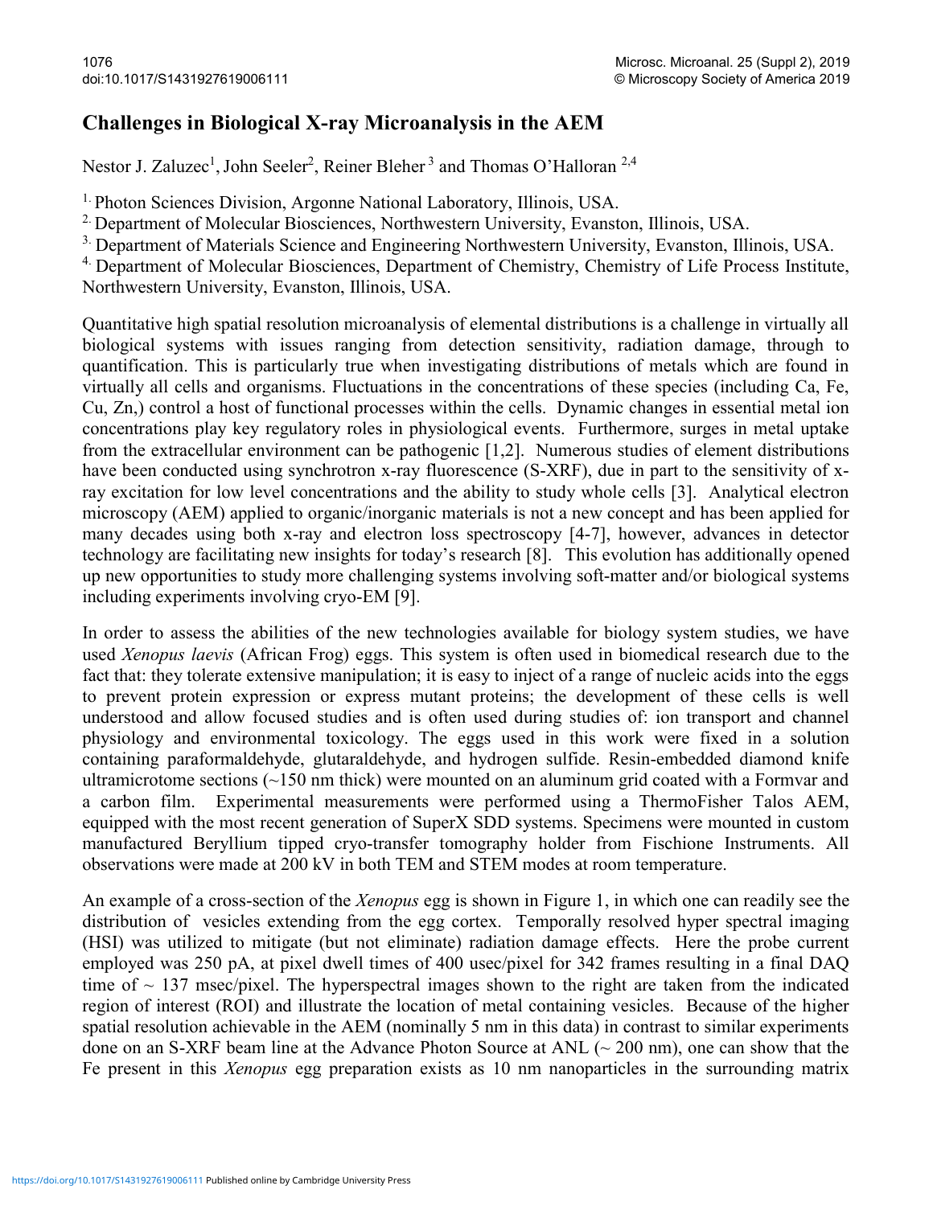# Challenges in Biological X-ray Microanalysis in the AEM

Nestor J. Zaluzec[1], John Seeler[2], Reiner Bleher[3] and Thomas O'Halloran[2,4]

1. Photon Sciences Division, Argonne National Laboratory, Illinois, USA.

2. Department of Molecular Biosciences, Northwestern University, Evanston, Illinois, USA.

3. Department of Materials Science and Engineering Northwestern University, Evanston, Illinois, USA.

4. Department of Molecular Biosciences, Department of Chemistry, Chemistry of Life Process Institute, Northwestern University, Evanston, Illinois, USA.

Quantitative high spatial resolution microanalysis of elemental distributions is a challenge in virtually all biological systems with issues ranging from detection sensitivity, radiation damage, through to quantification. This is particularly true when investigating distributions of metals which are found in virtually all cells and organisms. Fluctuations in the concentrations of these species (including Ca, Fe, Cu, Zn,) control a host of functional processes within the cells. Dynamic changes in essential metal ion concentrations play key regulatory roles in physiological events. Furthermore, surges in metal uptake from the extracellular environment can be pathogenic [1,2]. Numerous studies of element distributions have been conducted using synchrotron x-ray fluorescence (S-XRF), due in part to the sensitivity of x-ray excitation for low level concentrations and the ability to study whole cells [3]. Analytical electron microscopy (AEM) applied to organic/inorganic materials is not a new concept and has been applied for many decades using both x-ray and electron loss spectroscopy [4-7], however, advances in detector technology are facilitating new insights for today's research [8]. This evolution has additionally opened up new opportunities to study more challenging systems involving soft-matter and/or biological systems including experiments involving cryo-EM [9].

In order to assess the abilities of the new technologies available for biology system studies, we have used *Xenopus laevis* (African Frog) eggs. This system is often used in biomedical research due to the fact that: they tolerate extensive manipulation; it is easy to inject of a range of nucleic acids into the eggs to prevent protein expression or express mutant proteins; the development of these cells is well understood and allow focused studies and is often used during studies of: ion transport and channel physiology and environmental toxicology. The eggs used in this work were fixed in a solution containing paraformaldehyde, glutaraldehyde, and hydrogen sulfide. Resin-embedded diamond knife ultramicrotome sections (~150 nm thick) were mounted on an aluminum grid coated with a Formvar and a carbon film. Experimental measurements were performed using a ThermoFisher Talos AEM, equipped with the most recent generation of SuperX SDD systems. Specimens were mounted in custom manufactured Beryllium tipped cryo-transfer tomography holder from Fischione Instruments. All observations were made at 200 kV in both TEM and STEM modes at room temperature.

An example of a cross-section of the *Xenopus* egg is shown in Figure 1, in which one can readily see the distribution of vesicles extending from the egg cortex. Temporally resolved hyper spectral imaging (HSI) was utilized to mitigate (but not eliminate) radiation damage effects. Here the probe current employed was 250 pA, at pixel dwell times of 400 usec/pixel for 342 frames resulting in a final DAQ time of ~ 137 msec/pixel. The hyperspectral images shown to the right are taken from the indicated region of interest (ROI) and illustrate the location of metal containing vesicles. Because of the higher spatial resolution achievable in the AEM (nominally 5 nm in this data) in contrast to similar experiments done on an S-XRF beam line at the Advance Photon Source at ANL (~ 200 nm), one can show that the Fe present in this *Xenopus* egg preparation exists as 10 nm nanoparticles in the surrounding matrix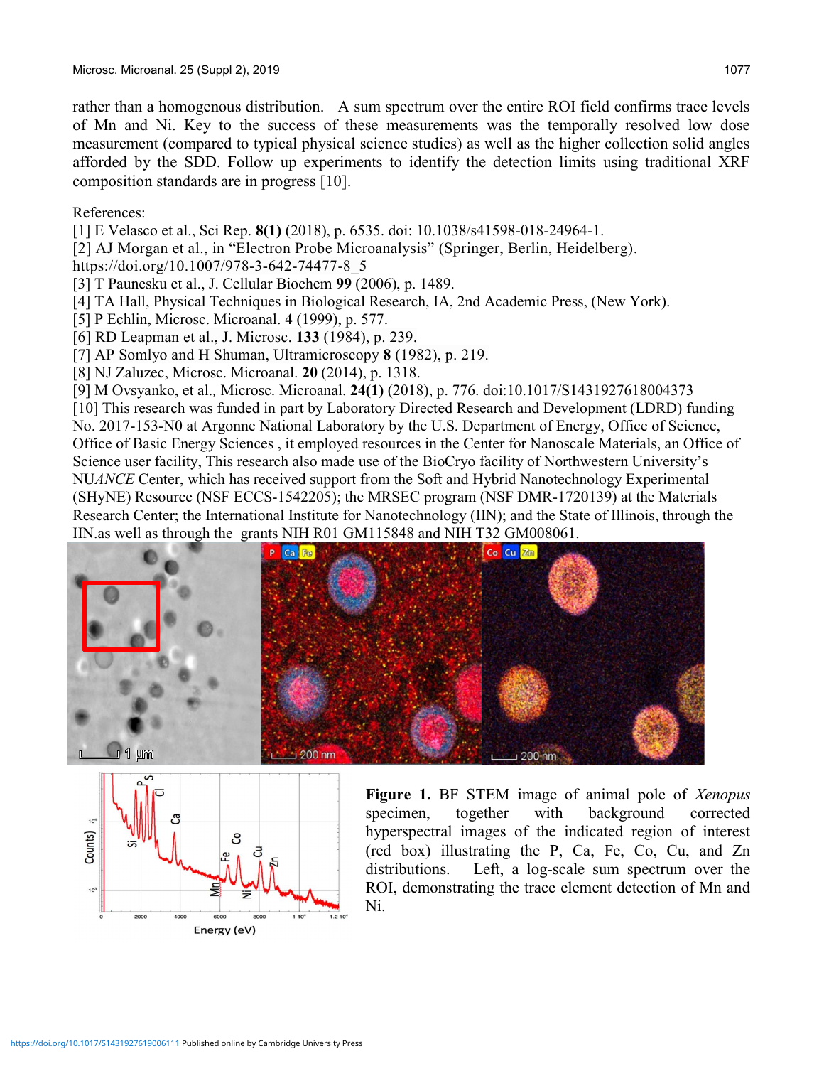rather than a homogenous distribution. A sum spectrum over the entire ROI field confirms trace levels of Mn and Ni. Key to the success of these measurements was the temporally resolved low dose measurement (compared to typical physical science studies) as well as the higher collection solid angles afforded by the SDD. Follow up experiments to identify the detection limits using traditional XRF composition standards are in progress [10].

References:

[1] E Velasco et al., Sci Rep. **8(1)** (2018), p. 6535. doi: 10.1038/s41598-018-24964-1.

[2] AJ Morgan et al., in "Electron Probe Microanalysis" (Springer, Berlin, Heidelberg). https://doi.org/10.1007/978-3-642-74477-8_5

[3] T Paunesku et al., J. Cellular Biochem **99** (2006), p. 1489.

[4] TA Hall, Physical Techniques in Biological Research, IA, 2nd Academic Press, (New York).

[5] P Echlin, Microsc. Microanal. **4** (1999), p. 577.

[6] RD Leapman et al., J. Microsc. **133** (1984), p. 239.

[7] AP Somlyo and H Shuman, Ultramicroscopy **8** (1982), p. 219.

[8] NJ Zaluzec, Microsc. Microanal. **20** (2014), p. 1318.

[9] M Ovsyanko, et al., Microsc. Microanal. **24(1)** (2018), p. 776. doi:10.1017/S1431927618004373

[10] This research was funded in part by Laboratory Directed Research and Development (LDRD) funding No. 2017-153-N0 at Argonne National Laboratory by the U.S. Department of Energy, Office of Science, Office of Basic Energy Sciences , it employed resources in the Center for Nanoscale Materials, an Office of Science user facility, This research also made use of the BioCryo facility of Northwestern University's NU*ANCE* Center, which has received support from the Soft and Hybrid Nanotechnology Experimental (SHyNE) Resource (NSF ECCS-1542205); the MRSEC program (NSF DMR-1720139) at the Materials Research Center; the International Institute for Nanotechnology (IIN); and the State of Illinois, through the IIN.as well as through the grants NIH R01 GM115848 and NIH T32 GM008061.

1 µm

P Ca Fe

200 nm

Co Cu Zn

200 nm

Counts)

Energy (eV)

P S Cl Si Ca Fe Co Cu Zn Mn Ni

0 2000 4000 6000 8000 1 10⁴ 1.2 10⁴

10⁴

10³

**Figure 1.** BF STEM image of animal pole of *Xenopus* specimen, together with background corrected hyperspectral images of the indicated region of interest (red box) illustrating the P, Ca, Fe, Co, Cu, and Zn distributions. Left, a log-scale sum spectrum over the ROI, demonstrating the trace element detection of Mn and Ni.